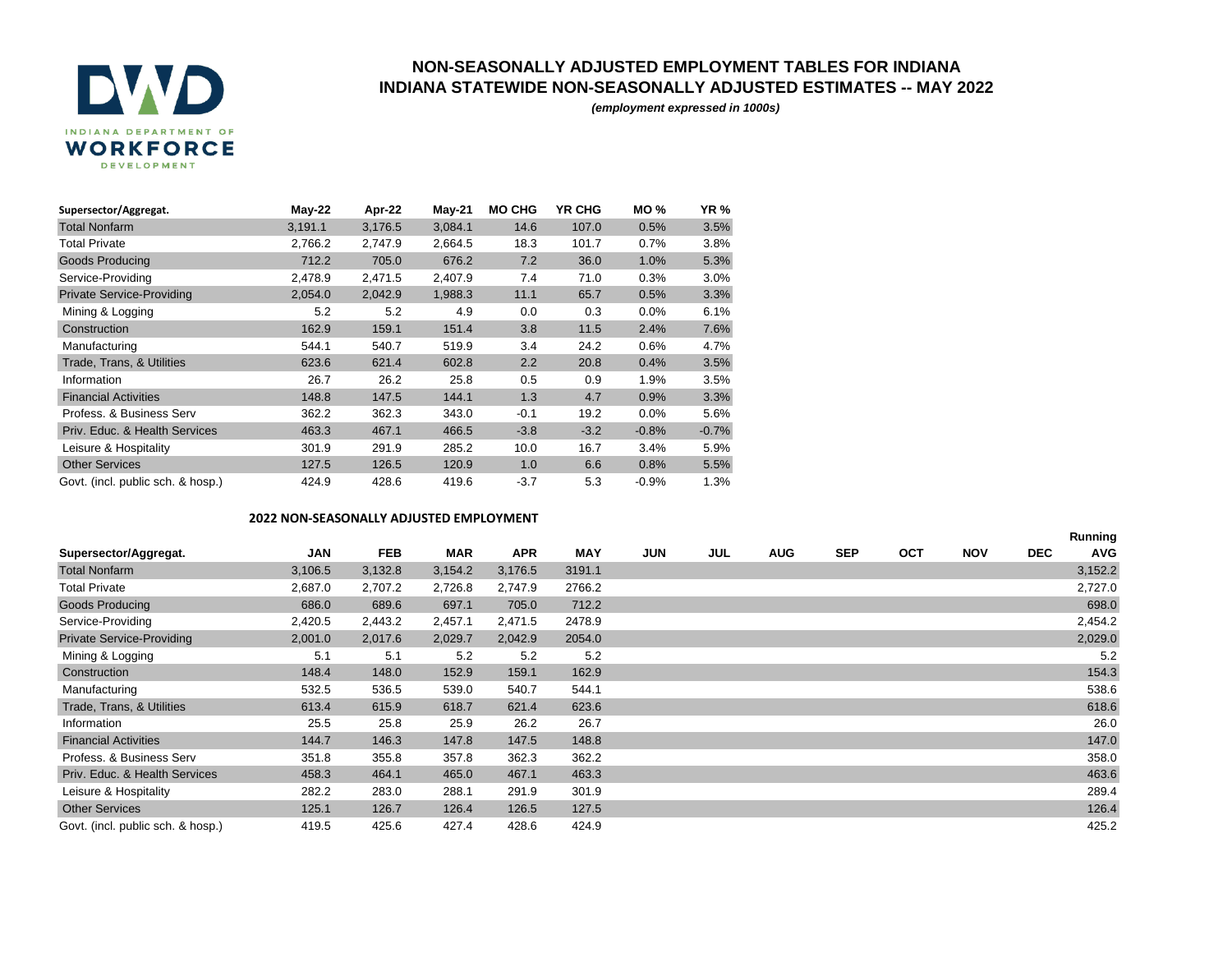# NON-SEASONALLY ADJUSTED EMPLOYMENT TABLES FOR INDIANA

## INDIANA STATEWIDE NON-SEASONALLY ADJUSTED ESTIMATES -- MAY 2022

*(employment expressed in 1000s)*

| Supersector/Aggregat. | May-22 | Apr-22 | May-21 | MO CHG | YR CHG | MO % | YR % |
|---|---|---|---|---|---|---|---|
| Total Nonfarm | 3,191.1 | 3,176.5 | 3,084.1 | 14.6 | 107.0 | 0.5% | 3.5% |
| Total Private | 2,766.2 | 2,747.9 | 2,664.5 | 18.3 | 101.7 | 0.7% | 3.8% |
| Goods Producing | 712.2 | 705.0 | 676.2 | 7.2 | 36.0 | 1.0% | 5.3% |
| Service-Providing | 2,478.9 | 2,471.5 | 2,407.9 | 7.4 | 71.0 | 0.3% | 3.0% |
| Private Service-Providing | 2,054.0 | 2,042.9 | 1,988.3 | 11.1 | 65.7 | 0.5% | 3.3% |
| Mining & Logging | 5.2 | 5.2 | 4.9 | 0.0 | 0.3 | 0.0% | 6.1% |
| Construction | 162.9 | 159.1 | 151.4 | 3.8 | 11.5 | 2.4% | 7.6% |
| Manufacturing | 544.1 | 540.7 | 519.9 | 3.4 | 24.2 | 0.6% | 4.7% |
| Trade, Trans, & Utilities | 623.6 | 621.4 | 602.8 | 2.2 | 20.8 | 0.4% | 3.5% |
| Information | 26.7 | 26.2 | 25.8 | 0.5 | 0.9 | 1.9% | 3.5% |
| Financial Activities | 148.8 | 147.5 | 144.1 | 1.3 | 4.7 | 0.9% | 3.3% |
| Profess. & Business Serv | 362.2 | 362.3 | 343.0 | -0.1 | 19.2 | 0.0% | 5.6% |
| Priv. Educ. & Health Services | 463.3 | 467.1 | 466.5 | -3.8 | -3.2 | -0.8% | -0.7% |
| Leisure & Hospitality | 301.9 | 291.9 | 285.2 | 10.0 | 16.7 | 3.4% | 5.9% |
| Other Services | 127.5 | 126.5 | 120.9 | 1.0 | 6.6 | 0.8% | 5.5% |
| Govt. (incl. public sch. & hosp.) | 424.9 | 428.6 | 419.6 | -3.7 | 5.3 | -0.9% | 1.3% |

### 2022 NON-SEASONALLY ADJUSTED EMPLOYMENT

| Supersector/Aggregat. | JAN | FEB | MAR | APR | MAY | JUN | JUL | AUG | SEP | OCT | NOV | DEC | Running AVG |
|---|---|---|---|---|---|---|---|---|---|---|---|---|---|
| Total Nonfarm | 3,106.5 | 3,132.8 | 3,154.2 | 3,176.5 | 3191.1 | | | | | | | | 3,152.2 |
| Total Private | 2,687.0 | 2,707.2 | 2,726.8 | 2,747.9 | 2766.2 | | | | | | | | 2,727.0 |
| Goods Producing | 686.0 | 689.6 | 697.1 | 705.0 | 712.2 | | | | | | | | 698.0 |
| Service-Providing | 2,420.5 | 2,443.2 | 2,457.1 | 2,471.5 | 2478.9 | | | | | | | | 2,454.2 |
| Private Service-Providing | 2,001.0 | 2,017.6 | 2,029.7 | 2,042.9 | 2054.0 | | | | | | | | 2,029.0 |
| Mining & Logging | 5.1 | 5.1 | 5.2 | 5.2 | 5.2 | | | | | | | | 5.2 |
| Construction | 148.4 | 148.0 | 152.9 | 159.1 | 162.9 | | | | | | | | 154.3 |
| Manufacturing | 532.5 | 536.5 | 539.0 | 540.7 | 544.1 | | | | | | | | 538.6 |
| Trade, Trans, & Utilities | 613.4 | 615.9 | 618.7 | 621.4 | 623.6 | | | | | | | | 618.6 |
| Information | 25.5 | 25.8 | 25.9 | 26.2 | 26.7 | | | | | | | | 26.0 |
| Financial Activities | 144.7 | 146.3 | 147.8 | 147.5 | 148.8 | | | | | | | | 147.0 |
| Profess. & Business Serv | 351.8 | 355.8 | 357.8 | 362.3 | 362.2 | | | | | | | | 358.0 |
| Priv. Educ. & Health Services | 458.3 | 464.1 | 465.0 | 467.1 | 463.3 | | | | | | | | 463.6 |
| Leisure & Hospitality | 282.2 | 283.0 | 288.1 | 291.9 | 301.9 | | | | | | | | 289.4 |
| Other Services | 125.1 | 126.7 | 126.4 | 126.5 | 127.5 | | | | | | | | 126.4 |
| Govt. (incl. public sch. & hosp.) | 419.5 | 425.6 | 427.4 | 428.6 | 424.9 | | | | | | | | 425.2 |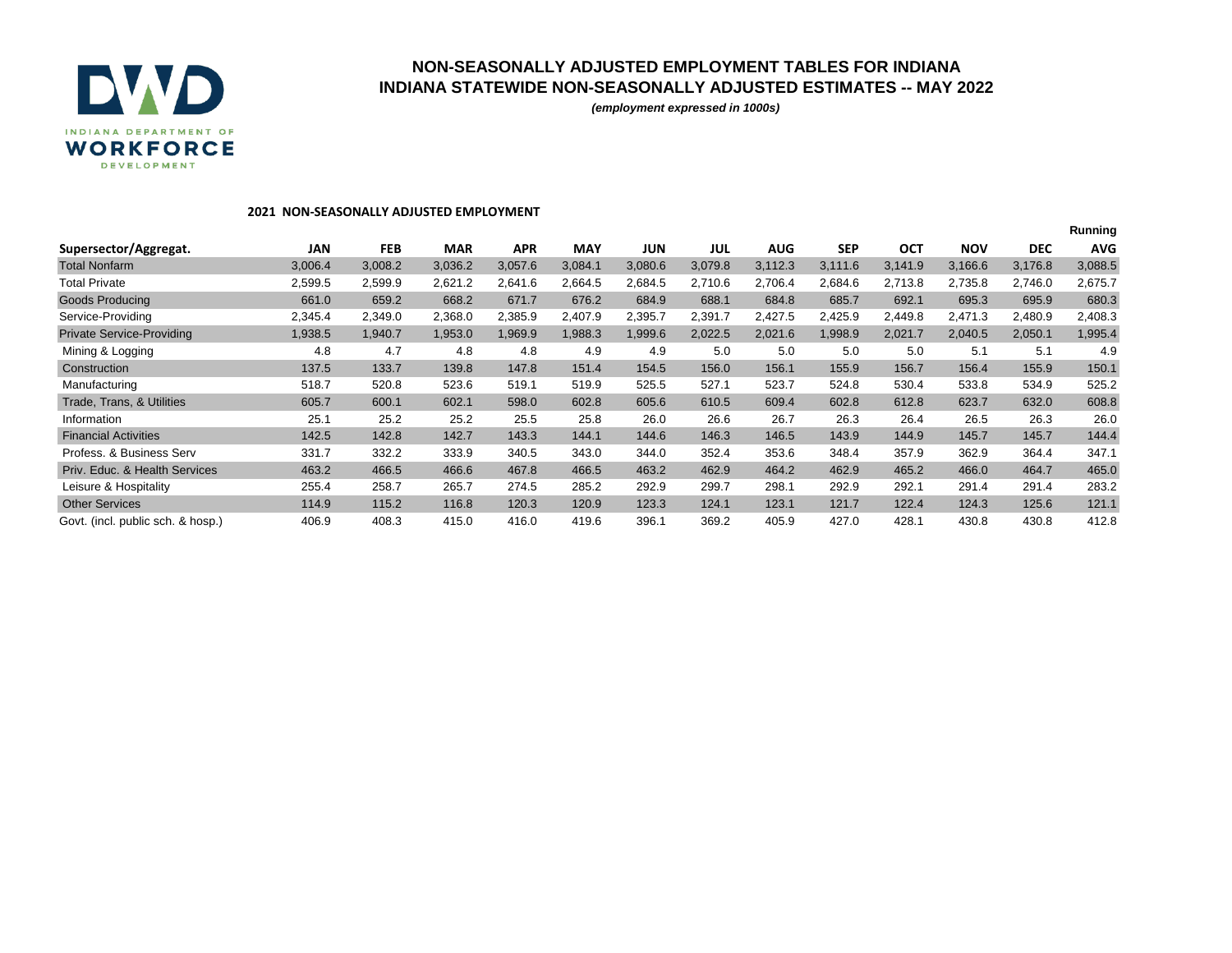# NON-SEASONALLY ADJUSTED EMPLOYMENT TABLES FOR INDIANA

## INDIANA STATEWIDE NON-SEASONALLY ADJUSTED ESTIMATES -- MAY 2022

*(employment expressed in 1000s)*

INDIANA DEPARTMENT OF WORKFORCE DEVELOPMENT

### 2021 NON-SEASONALLY ADJUSTED EMPLOYMENT

| Supersector/Aggregat. | JAN | FEB | MAR | APR | MAY | JUN | JUL | AUG | SEP | OCT | NOV | DEC | Running AVG |
|---|---|---|---|---|---|---|---|---|---|---|---|---|---|
| Total Nonfarm | 3,006.4 | 3,008.2 | 3,036.2 | 3,057.6 | 3,084.1 | 3,080.6 | 3,079.8 | 3,112.3 | 3,111.6 | 3,141.9 | 3,166.6 | 3,176.8 | 3,088.5 |
| Total Private | 2,599.5 | 2,599.9 | 2,621.2 | 2,641.6 | 2,664.5 | 2,684.5 | 2,710.6 | 2,706.4 | 2,684.6 | 2,713.8 | 2,735.8 | 2,746.0 | 2,675.7 |
| Goods Producing | 661.0 | 659.2 | 668.2 | 671.7 | 676.2 | 684.9 | 688.1 | 684.8 | 685.7 | 692.1 | 695.3 | 695.9 | 680.3 |
| Service-Providing | 2,345.4 | 2,349.0 | 2,368.0 | 2,385.9 | 2,407.9 | 2,395.7 | 2,391.7 | 2,427.5 | 2,425.9 | 2,449.8 | 2,471.3 | 2,480.9 | 2,408.3 |
| Private Service-Providing | 1,938.5 | 1,940.7 | 1,953.0 | 1,969.9 | 1,988.3 | 1,999.6 | 2,022.5 | 2,021.6 | 1,998.9 | 2,021.7 | 2,040.5 | 2,050.1 | 1,995.4 |
| Mining & Logging | 4.8 | 4.7 | 4.8 | 4.8 | 4.9 | 4.9 | 5.0 | 5.0 | 5.0 | 5.0 | 5.1 | 5.1 | 4.9 |
| Construction | 137.5 | 133.7 | 139.8 | 147.8 | 151.4 | 154.5 | 156.0 | 156.1 | 155.9 | 156.7 | 156.4 | 155.9 | 150.1 |
| Manufacturing | 518.7 | 520.8 | 523.6 | 519.1 | 519.9 | 525.5 | 527.1 | 523.7 | 524.8 | 530.4 | 533.8 | 534.9 | 525.2 |
| Trade, Trans, & Utilities | 605.7 | 600.1 | 602.1 | 598.0 | 602.8 | 605.6 | 610.5 | 609.4 | 602.8 | 612.8 | 623.7 | 632.0 | 608.8 |
| Information | 25.1 | 25.2 | 25.2 | 25.5 | 25.8 | 26.0 | 26.6 | 26.7 | 26.3 | 26.4 | 26.5 | 26.3 | 26.0 |
| Financial Activities | 142.5 | 142.8 | 142.7 | 143.3 | 144.1 | 144.6 | 146.3 | 146.5 | 143.9 | 144.9 | 145.7 | 145.7 | 144.4 |
| Profess. & Business Serv | 331.7 | 332.2 | 333.9 | 340.5 | 343.0 | 344.0 | 352.4 | 353.6 | 348.4 | 357.9 | 362.9 | 364.4 | 347.1 |
| Priv. Educ. & Health Services | 463.2 | 466.5 | 466.6 | 467.8 | 466.5 | 463.2 | 462.9 | 464.2 | 462.9 | 465.2 | 466.0 | 464.7 | 465.0 |
| Leisure & Hospitality | 255.4 | 258.7 | 265.7 | 274.5 | 285.2 | 292.9 | 299.7 | 298.1 | 292.9 | 292.1 | 291.4 | 291.4 | 283.2 |
| Other Services | 114.9 | 115.2 | 116.8 | 120.3 | 120.9 | 123.3 | 124.1 | 123.1 | 121.7 | 122.4 | 124.3 | 125.6 | 121.1 |
| Govt. (incl. public sch. & hosp.) | 406.9 | 408.3 | 415.0 | 416.0 | 419.6 | 396.1 | 369.2 | 405.9 | 427.0 | 428.1 | 430.8 | 430.8 | 412.8 |